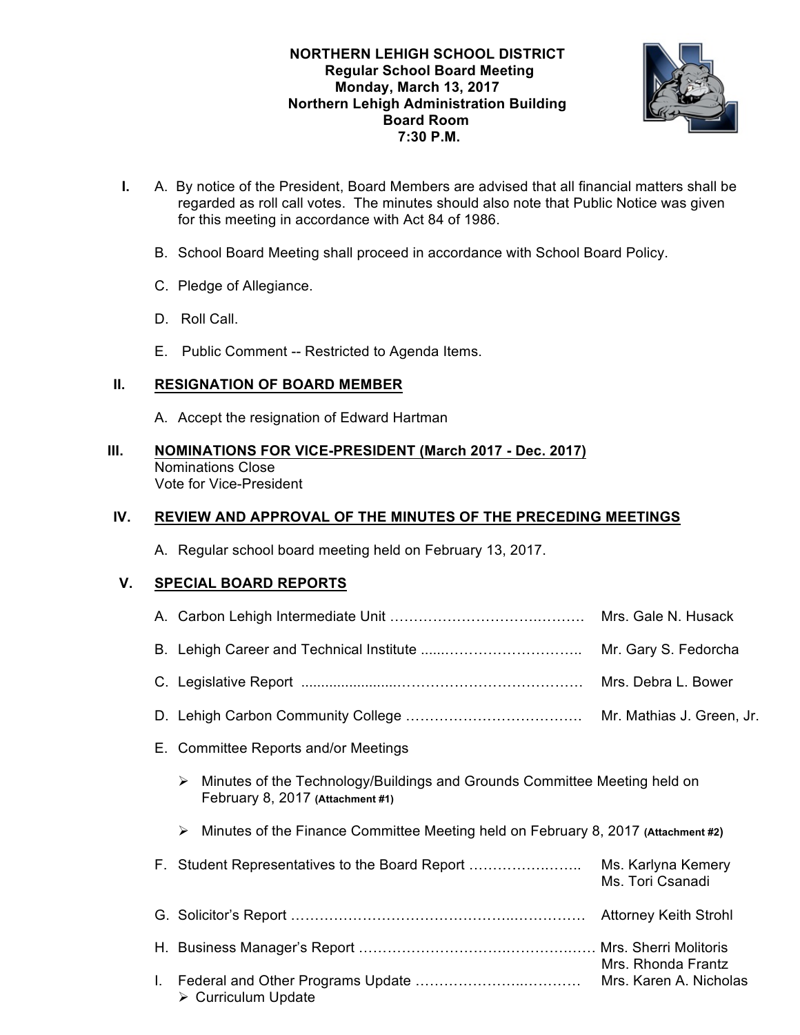**NORTHERN LEHIGH SCHOOL DISTRICT**
**Regular School Board Meeting**
**Monday, March 13, 2017**
**Northern Lehigh Administration Building**
**Board Room**
**7:30 P.M.**

**I.** A. By notice of the President, Board Members are advised that all financial matters shall be regarded as roll call votes. The minutes should also note that Public Notice was given for this meeting in accordance with Act 84 of 1986.

B. School Board Meeting shall proceed in accordance with School Board Policy.

C. Pledge of Allegiance.

D. Roll Call.

E. Public Comment -- Restricted to Agenda Items.

**II. <u>RESIGNATION OF BOARD MEMBER</u>**

A. Accept the resignation of Edward Hartman

**III. <u>NOMINATIONS FOR VICE-PRESIDENT (March 2017 - Dec. 2017)</u>**
Nominations Close
Vote for Vice-President

**IV. <u>REVIEW AND APPROVAL OF THE MINUTES OF THE PRECEDING MEETINGS</u>**

A. Regular school board meeting held on February 13, 2017.

**V. <u>SPECIAL BOARD REPORTS</u>**

A. Carbon Lehigh Intermediate Unit …………………………….……… Mrs. Gale N. Husack

B. Lehigh Career and Technical Institute ......……………………….. Mr. Gary S. Fedorcha

C. Legislative Report .......................………………………………… Mrs. Debra L. Bower

D. Lehigh Carbon Community College ……………………………… Mr. Mathias J. Green, Jr.

E. Committee Reports and/or Meetings

- Minutes of the Technology/Buildings and Grounds Committee Meeting held on February 8, 2017 **(Attachment #1)**
- Minutes of the Finance Committee Meeting held on February 8, 2017 **(Attachment #2)**

F. Student Representatives to the Board Report ………………….….. Ms. Karlyna Kemery
Ms. Tori Csanadi

G. Solicitor's Report ……………………………………….…………… Attorney Keith Strohl

H. Business Manager's Report …………………………….…………..…… Mrs. Sherri Molitoris
Mrs. Rhonda Frantz

I. Federal and Other Programs Update ………………….………… Mrs. Karen A. Nicholas

- Curriculum Update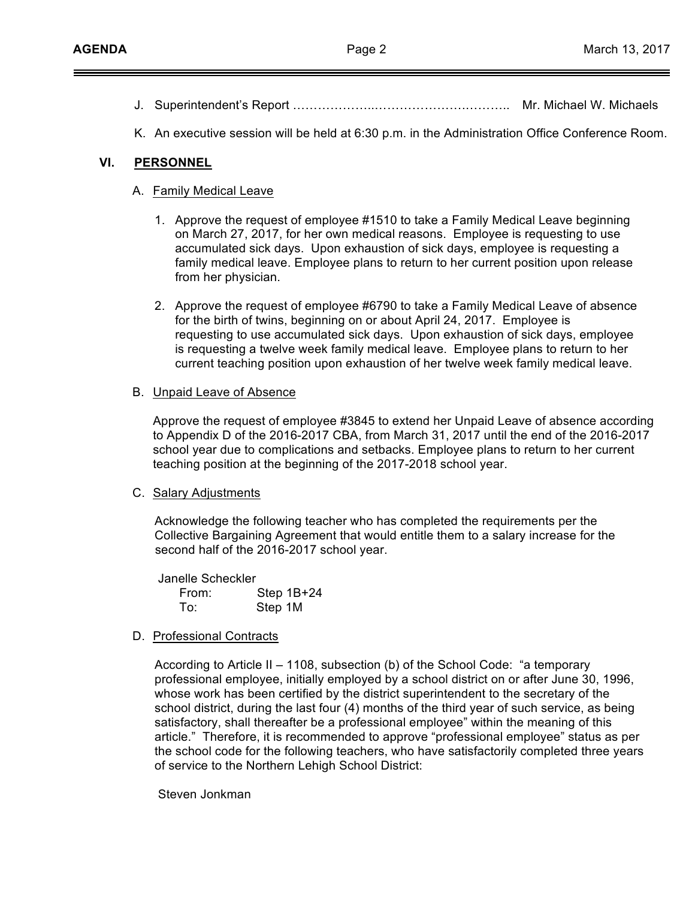J. Superintendent's Report ………………..………………………….. Mr. Michael W. Michaels

K. An executive session will be held at 6:30 p.m. in the Administration Office Conference Room.

## VI. PERSONNEL

### A. Family Medical Leave

1. Approve the request of employee #1510 to take a Family Medical Leave beginning on March 27, 2017, for her own medical reasons. Employee is requesting to use accumulated sick days. Upon exhaustion of sick days, employee is requesting a family medical leave. Employee plans to return to her current position upon release from her physician.

2. Approve the request of employee #6790 to take a Family Medical Leave of absence for the birth of twins, beginning on or about April 24, 2017. Employee is requesting to use accumulated sick days. Upon exhaustion of sick days, employee is requesting a twelve week family medical leave. Employee plans to return to her current teaching position upon exhaustion of her twelve week family medical leave.

### B. Unpaid Leave of Absence

Approve the request of employee #3845 to extend her Unpaid Leave of absence according to Appendix D of the 2016-2017 CBA, from March 31, 2017 until the end of the 2016-2017 school year due to complications and setbacks. Employee plans to return to her current teaching position at the beginning of the 2017-2018 school year.

### C. Salary Adjustments

Acknowledge the following teacher who has completed the requirements per the Collective Bargaining Agreement that would entitle them to a salary increase for the second half of the 2016-2017 school year.

Janelle Scheckler
- From: Step 1B+24
- To: Step 1M

### D. Professional Contracts

According to Article II – 1108, subsection (b) of the School Code: "a temporary professional employee, initially employed by a school district on or after June 30, 1996, whose work has been certified by the district superintendent to the secretary of the school district, during the last four (4) months of the third year of such service, as being satisfactory, shall thereafter be a professional employee" within the meaning of this article." Therefore, it is recommended to approve "professional employee" status as per the school code for the following teachers, who have satisfactorily completed three years of service to the Northern Lehigh School District:

Steven Jonkman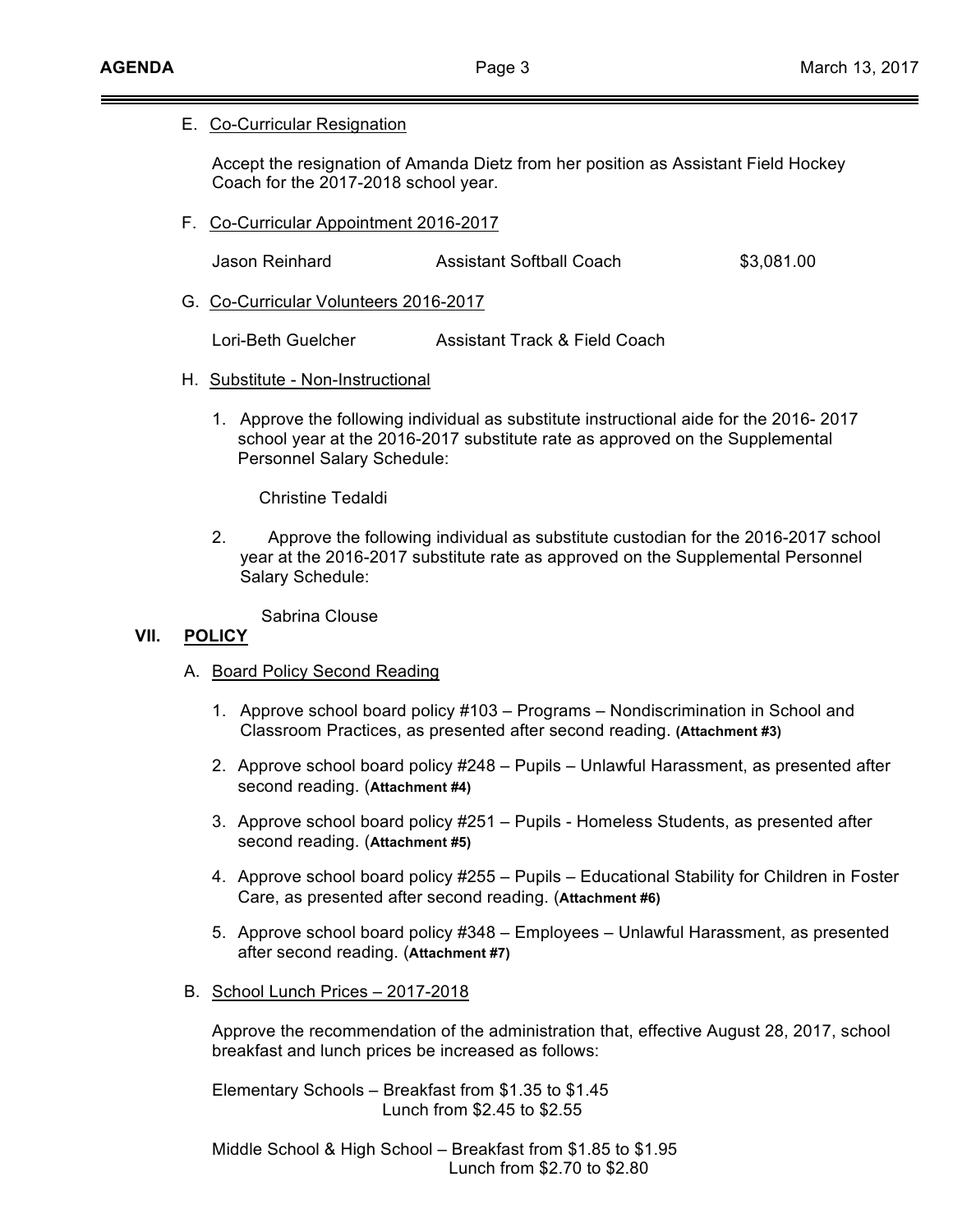E. Co-Curricular Resignation

Accept the resignation of Amanda Dietz from her position as Assistant Field Hockey Coach for the 2017-2018 school year.

F. Co-Curricular Appointment 2016-2017

| | | |
|---|---|---|
| Jason Reinhard | Assistant Softball Coach | $3,081.00 |

G. Co-Curricular Volunteers 2016-2017

| | |
|---|---|
| Lori-Beth Guelcher | Assistant Track & Field Coach |

H. Substitute - Non-Instructional

1. Approve the following individual as substitute instructional aide for the 2016- 2017 school year at the 2016-2017 substitute rate as approved on the Supplemental Personnel Salary Schedule:

   Christine Tedaldi

2. Approve the following individual as substitute custodian for the 2016-2017 school year at the 2016-2017 substitute rate as approved on the Supplemental Personnel Salary Schedule:

   Sabrina Clouse

## VII. POLICY

A. Board Policy Second Reading

1. Approve school board policy #103 – Programs – Nondiscrimination in School and Classroom Practices, as presented after second reading. **(Attachment #3)**
2. Approve school board policy #248 – Pupils – Unlawful Harassment, as presented after second reading. (**Attachment #4)**
3. Approve school board policy #251 – Pupils - Homeless Students, as presented after second reading. (**Attachment #5)**
4. Approve school board policy #255 – Pupils – Educational Stability for Children in Foster Care, as presented after second reading. (**Attachment #6)**
5. Approve school board policy #348 – Employees – Unlawful Harassment, as presented after second reading. (**Attachment #7)**

B. School Lunch Prices – 2017-2018

Approve the recommendation of the administration that, effective August 28, 2017, school breakfast and lunch prices be increased as follows:

Elementary Schools – Breakfast from $1.35 to $1.45
Lunch from $2.45 to $2.55

Middle School & High School – Breakfast from $1.85 to $1.95
Lunch from $2.70 to $2.80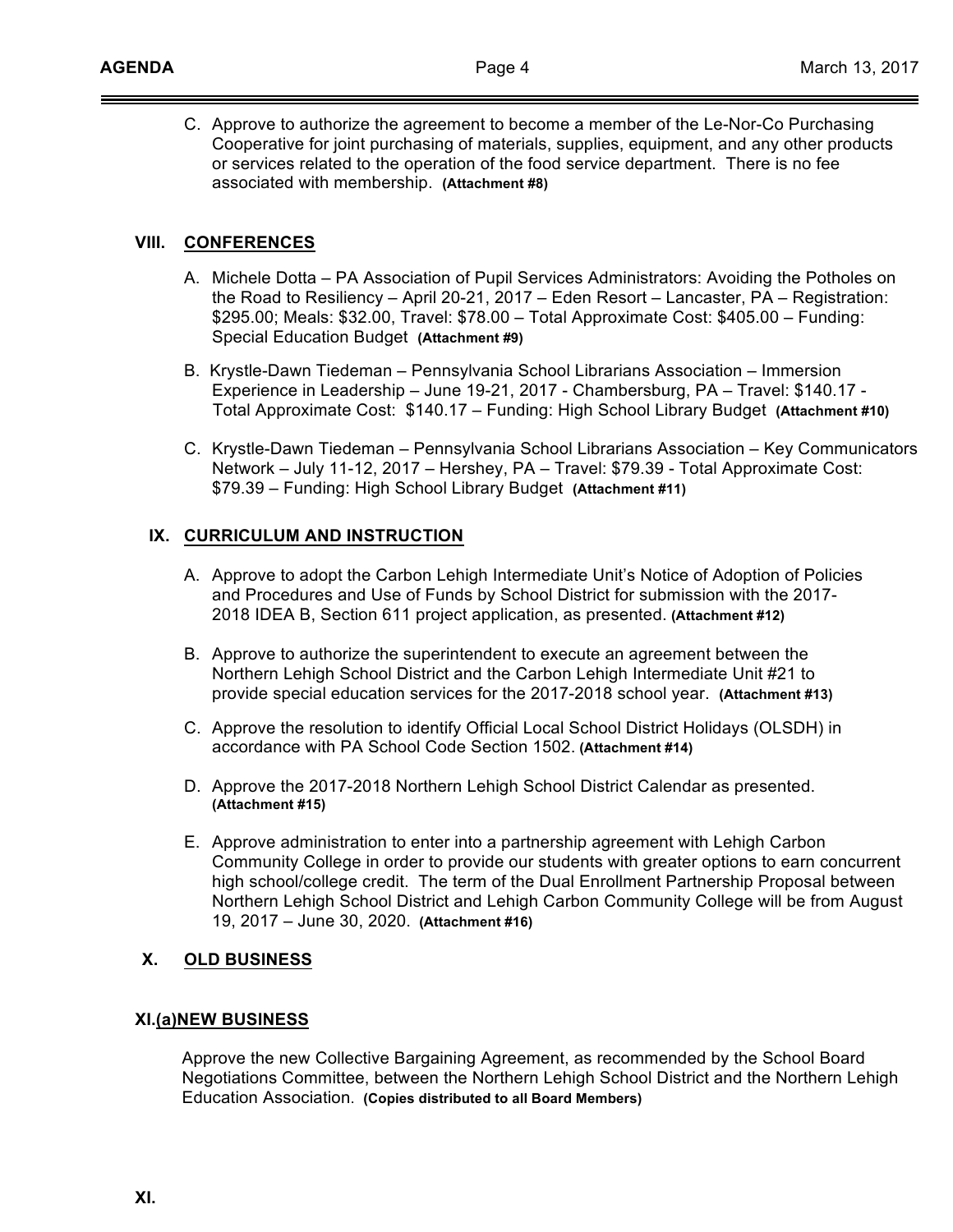C. Approve to authorize the agreement to become a member of the Le-Nor-Co Purchasing Cooperative for joint purchasing of materials, supplies, equipment, and any other products or services related to the operation of the food service department. There is no fee associated with membership. **(Attachment #8)**

## VIII. CONFERENCES

A. Michele Dotta – PA Association of Pupil Services Administrators: Avoiding the Potholes on the Road to Resiliency – April 20-21, 2017 – Eden Resort – Lancaster, PA – Registration: $295.00; Meals: $32.00, Travel: $78.00 – Total Approximate Cost: $405.00 – Funding: Special Education Budget **(Attachment #9)**

B. Krystle-Dawn Tiedeman – Pennsylvania School Librarians Association – Immersion Experience in Leadership – June 19-21, 2017 - Chambersburg, PA – Travel: $140.17 - Total Approximate Cost: $140.17 – Funding: High School Library Budget **(Attachment #10)**

C. Krystle-Dawn Tiedeman – Pennsylvania School Librarians Association – Key Communicators Network – July 11-12, 2017 – Hershey, PA – Travel: $79.39 - Total Approximate Cost: $79.39 – Funding: High School Library Budget **(Attachment #11)**

## IX. CURRICULUM AND INSTRUCTION

A. Approve to adopt the Carbon Lehigh Intermediate Unit's Notice of Adoption of Policies and Procedures and Use of Funds by School District for submission with the 2017-2018 IDEA B, Section 611 project application, as presented. **(Attachment #12)**

B. Approve to authorize the superintendent to execute an agreement between the Northern Lehigh School District and the Carbon Lehigh Intermediate Unit #21 to provide special education services for the 2017-2018 school year. **(Attachment #13)**

C. Approve the resolution to identify Official Local School District Holidays (OLSDH) in accordance with PA School Code Section 1502. **(Attachment #14)**

D. Approve the 2017-2018 Northern Lehigh School District Calendar as presented. **(Attachment #15)**

E. Approve administration to enter into a partnership agreement with Lehigh Carbon Community College in order to provide our students with greater options to earn concurrent high school/college credit. The term of the Dual Enrollment Partnership Proposal between Northern Lehigh School District and Lehigh Carbon Community College will be from August 19, 2017 – June 30, 2020. **(Attachment #16)**

## X. OLD BUSINESS

## XI.(a)NEW BUSINESS

Approve the new Collective Bargaining Agreement, as recommended by the School Board Negotiations Committee, between the Northern Lehigh School District and the Northern Lehigh Education Association. **(Copies distributed to all Board Members)**

## XI.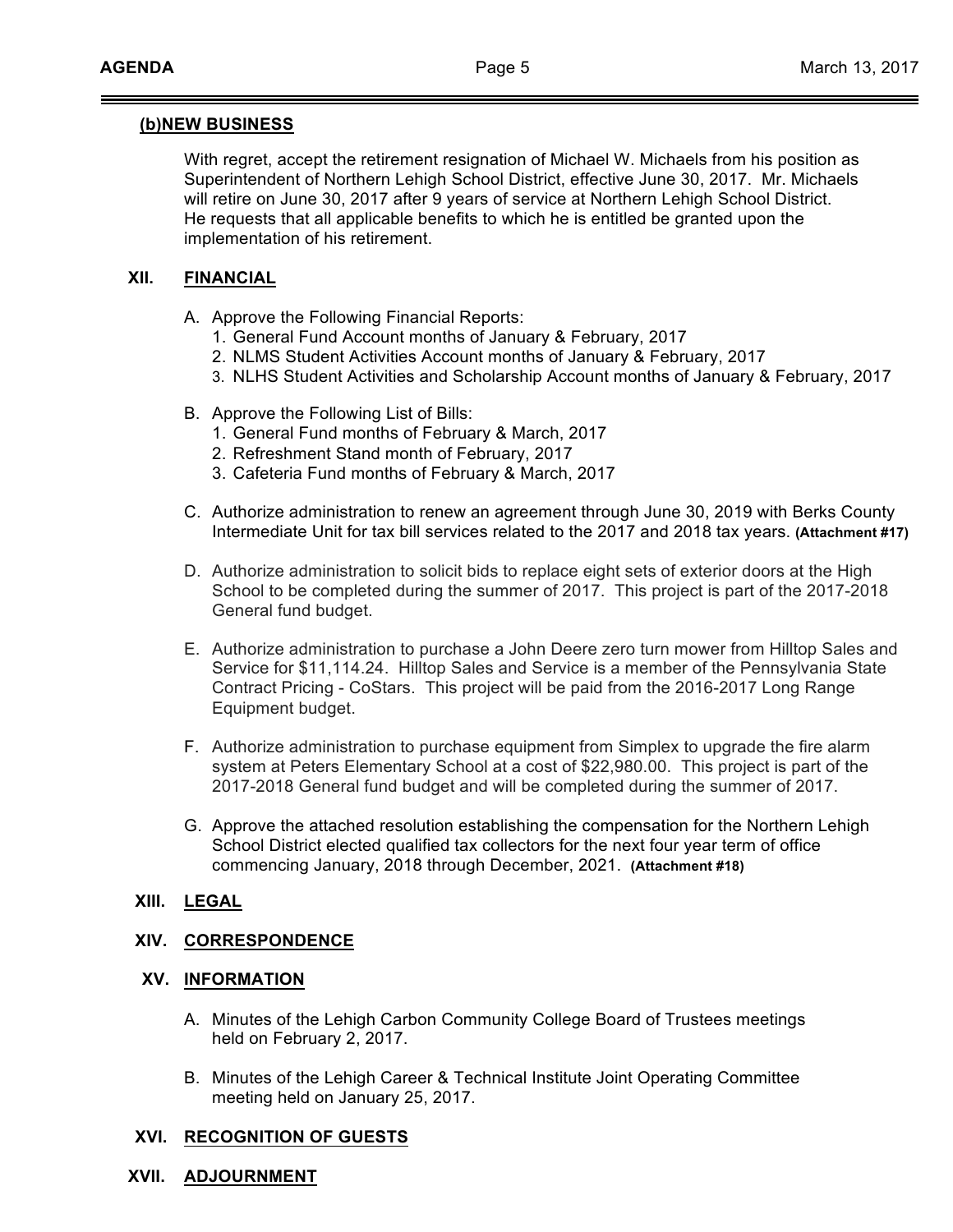**(b)NEW BUSINESS**

With regret, accept the retirement resignation of Michael W. Michaels from his position as Superintendent of Northern Lehigh School District, effective June 30, 2017. Mr. Michaels will retire on June 30, 2017 after 9 years of service at Northern Lehigh School District. He requests that all applicable benefits to which he is entitled be granted upon the implementation of his retirement.

## XII. FINANCIAL

A. Approve the Following Financial Reports:
   1. General Fund Account months of January & February, 2017
   2. NLMS Student Activities Account months of January & February, 2017
   3. NLHS Student Activities and Scholarship Account months of January & February, 2017

B. Approve the Following List of Bills:
   1. General Fund months of February & March, 2017
   2. Refreshment Stand month of February, 2017
   3. Cafeteria Fund months of February & March, 2017

C. Authorize administration to renew an agreement through June 30, 2019 with Berks County Intermediate Unit for tax bill services related to the 2017 and 2018 tax years. **(Attachment #17)**

D. Authorize administration to solicit bids to replace eight sets of exterior doors at the High School to be completed during the summer of 2017. This project is part of the 2017-2018 General fund budget.

E. Authorize administration to purchase a John Deere zero turn mower from Hilltop Sales and Service for $11,114.24. Hilltop Sales and Service is a member of the Pennsylvania State Contract Pricing - CoStars. This project will be paid from the 2016-2017 Long Range Equipment budget.

F. Authorize administration to purchase equipment from Simplex to upgrade the fire alarm system at Peters Elementary School at a cost of $22,980.00. This project is part of the 2017-2018 General fund budget and will be completed during the summer of 2017.

G. Approve the attached resolution establishing the compensation for the Northern Lehigh School District elected qualified tax collectors for the next four year term of office commencing January, 2018 through December, 2021. **(Attachment #18)**

## XIII. LEGAL

## XIV. CORRESPONDENCE

## XV. INFORMATION

A. Minutes of the Lehigh Carbon Community College Board of Trustees meetings held on February 2, 2017.

B. Minutes of the Lehigh Career & Technical Institute Joint Operating Committee meeting held on January 25, 2017.

## XVI. RECOGNITION OF GUESTS

## XVII. ADJOURNMENT